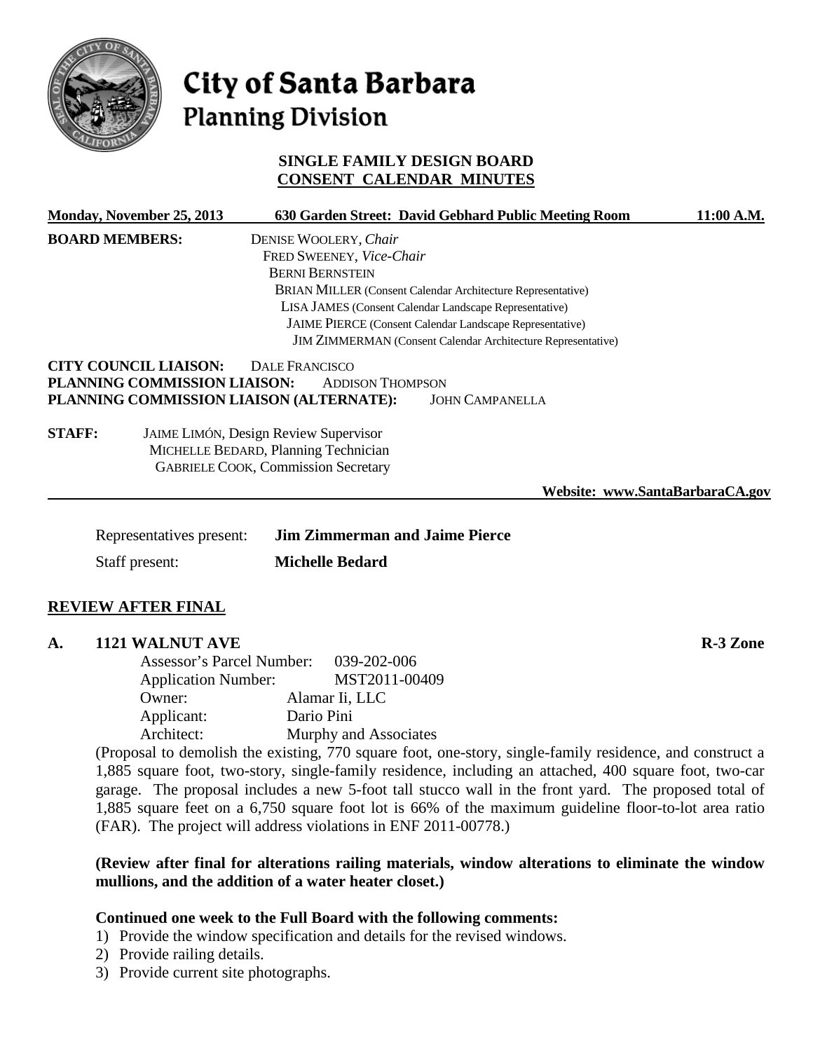# City of Santa Barbara
## Planning Division

### SINGLE FAMILY DESIGN BOARD
### CONSENT CALENDAR MINUTES

**Monday, November 25, 2013** | **630 Garden Street: David Gebhard Public Meeting Room** | **11:00 A.M.**

**BOARD MEMBERS:**
DENISE WOOLERY, *Chair*
FRED SWEENEY, *Vice-Chair*
BERNI BERNSTEIN
BRIAN MILLER (Consent Calendar Architecture Representative)
LISA JAMES (Consent Calendar Landscape Representative)
JAIME PIERCE (Consent Calendar Landscape Representative)
JIM ZIMMERMAN (Consent Calendar Architecture Representative)

**CITY COUNCIL LIAISON:** DALE FRANCISCO
**PLANNING COMMISSION LIAISON:** ADDISON THOMPSON
**PLANNING COMMISSION LIAISON (ALTERNATE):** JOHN CAMPANELLA

**STAFF:**
JAIME LIMÓN, Design Review Supervisor
MICHELLE BEDARD, Planning Technician
GABRIELE COOK, Commission Secretary

**Website: www.SantaBarbaraCA.gov**

Representatives present: **Jim Zimmerman and Jaime Pierce**

Staff present: **Michelle Bedard**

## REVIEW AFTER FINAL

### A. 1121 WALNUT AVE — R-3 Zone

Assessor's Parcel Number: 039-202-006
Application Number: MST2011-00409
Owner: Alamar Ii, LLC
Applicant: Dario Pini
Architect: Murphy and Associates

(Proposal to demolish the existing, 770 square foot, one-story, single-family residence, and construct a 1,885 square foot, two-story, single-family residence, including an attached, 400 square foot, two-car garage. The proposal includes a new 5-foot tall stucco wall in the front yard. The proposed total of 1,885 square feet on a 6,750 square foot lot is 66% of the maximum guideline floor-to-lot area ratio (FAR). The project will address violations in ENF 2011-00778.)

**(Review after final for alterations railing materials, window alterations to eliminate the window mullions, and the addition of a water heater closet.)**

**Continued one week to the Full Board with the following comments:**

1) Provide the window specification and details for the revised windows.
2) Provide railing details.
3) Provide current site photographs.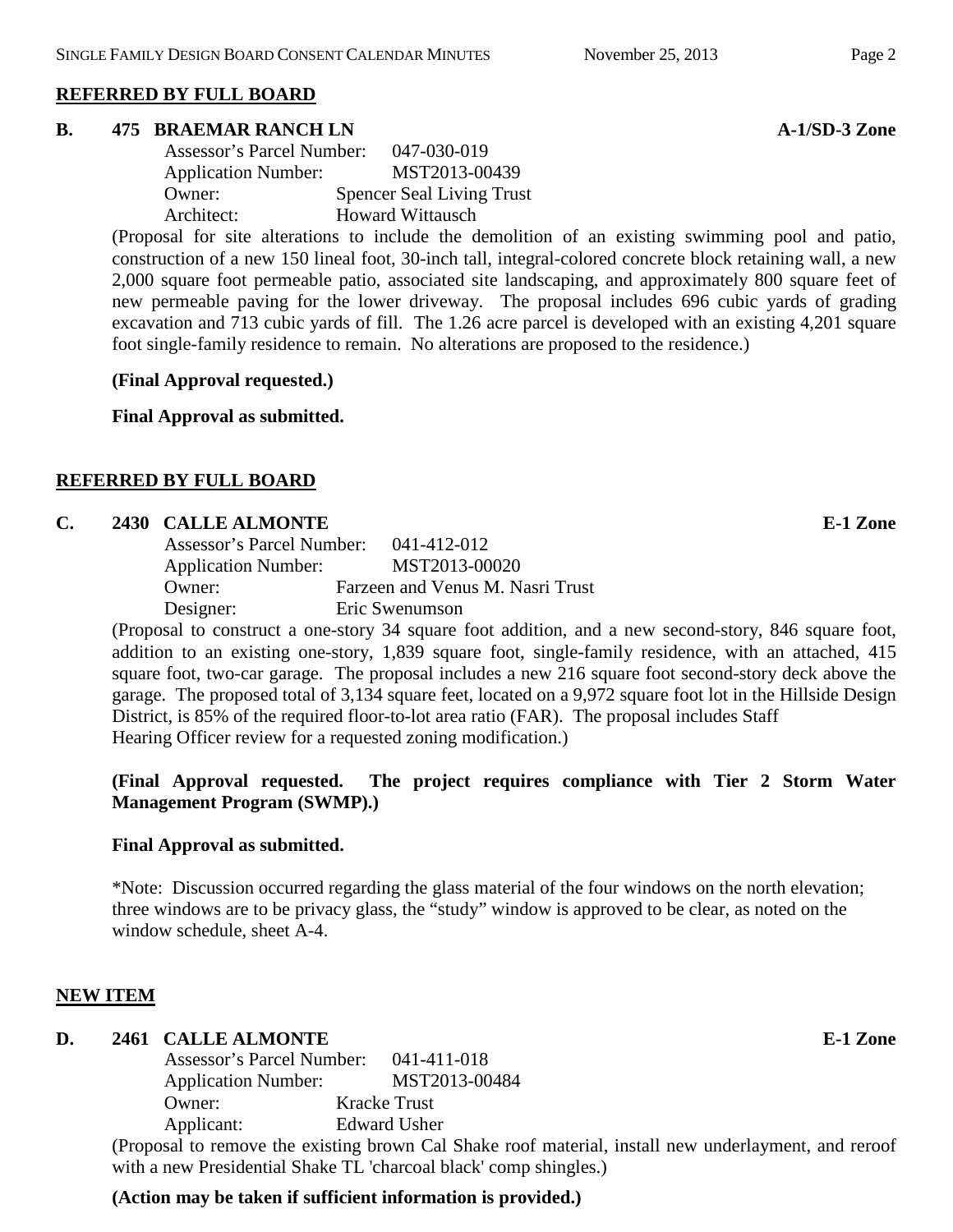## REFERRED BY FULL BOARD

**B. 475 BRAEMAR RANCH LN** **A-1/SD-3 Zone**

Assessor's Parcel Number: 047-030-019
Application Number: MST2013-00439
Owner: Spencer Seal Living Trust
Architect: Howard Wittausch

(Proposal for site alterations to include the demolition of an existing swimming pool and patio, construction of a new 150 lineal foot, 30-inch tall, integral-colored concrete block retaining wall, a new 2,000 square foot permeable patio, associated site landscaping, and approximately 800 square feet of new permeable paving for the lower driveway. The proposal includes 696 cubic yards of grading excavation and 713 cubic yards of fill. The 1.26 acre parcel is developed with an existing 4,201 square foot single-family residence to remain. No alterations are proposed to the residence.)

**(Final Approval requested.)**

**Final Approval as submitted.**

## REFERRED BY FULL BOARD

**C. 2430 CALLE ALMONTE** **E-1 Zone**

Assessor's Parcel Number: 041-412-012
Application Number: MST2013-00020
Owner: Farzeen and Venus M. Nasri Trust
Designer: Eric Swenumson

(Proposal to construct a one-story 34 square foot addition, and a new second-story, 846 square foot, addition to an existing one-story, 1,839 square foot, single-family residence, with an attached, 415 square foot, two-car garage. The proposal includes a new 216 square foot second-story deck above the garage. The proposed total of 3,134 square feet, located on a 9,972 square foot lot in the Hillside Design District, is 85% of the required floor-to-lot area ratio (FAR). The proposal includes Staff Hearing Officer review for a requested zoning modification.)

**(Final Approval requested. The project requires compliance with Tier 2 Storm Water Management Program (SWMP).)**

**Final Approval as submitted.**

*Note: Discussion occurred regarding the glass material of the four windows on the north elevation; three windows are to be privacy glass, the "study" window is approved to be clear, as noted on the window schedule, sheet A-4.

## NEW ITEM

**D. 2461 CALLE ALMONTE** **E-1 Zone**

Assessor's Parcel Number: 041-411-018
Application Number: MST2013-00484
Owner: Kracke Trust
Applicant: Edward Usher

(Proposal to remove the existing brown Cal Shake roof material, install new underlayment, and reroof with a new Presidential Shake TL 'charcoal black' comp shingles.)

**(Action may be taken if sufficient information is provided.)**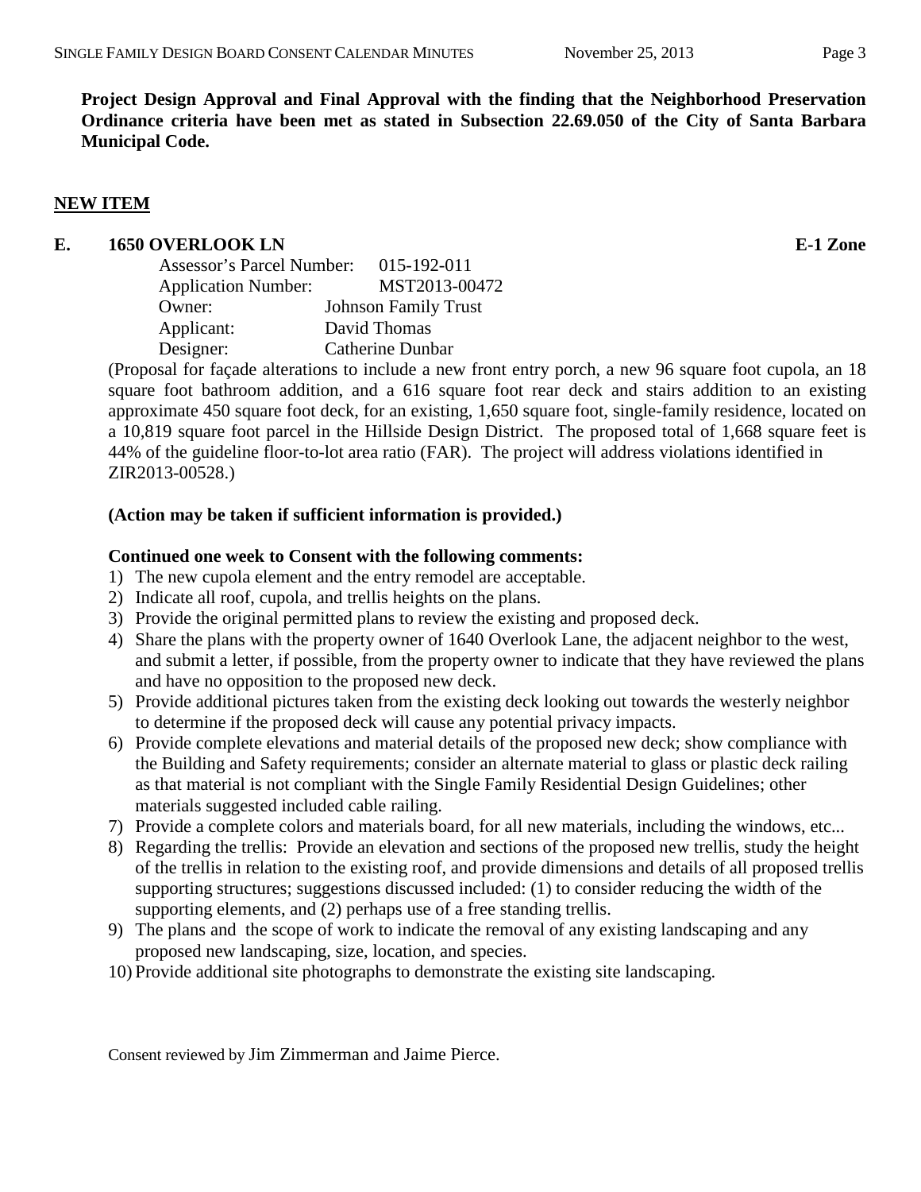**Project Design Approval and Final Approval with the finding that the Neighborhood Preservation Ordinance criteria have been met as stated in Subsection 22.69.050 of the City of Santa Barbara Municipal Code.**

## NEW ITEM

### E. 1650 OVERLOOK LN — E-1 Zone

Assessor's Parcel Number: 015-192-011
Application Number: MST2013-00472
Owner: Johnson Family Trust
Applicant: David Thomas
Designer: Catherine Dunbar

(Proposal for façade alterations to include a new front entry porch, a new 96 square foot cupola, an 18 square foot bathroom addition, and a 616 square foot rear deck and stairs addition to an existing approximate 450 square foot deck, for an existing, 1,650 square foot, single-family residence, located on a 10,819 square foot parcel in the Hillside Design District. The proposed total of 1,668 square feet is 44% of the guideline floor-to-lot area ratio (FAR). The project will address violations identified in ZIR2013-00528.)

**(Action may be taken if sufficient information is provided.)**

**Continued one week to Consent with the following comments:**

1) The new cupola element and the entry remodel are acceptable.
2) Indicate all roof, cupola, and trellis heights on the plans.
3) Provide the original permitted plans to review the existing and proposed deck.
4) Share the plans with the property owner of 1640 Overlook Lane, the adjacent neighbor to the west, and submit a letter, if possible, from the property owner to indicate that they have reviewed the plans and have no opposition to the proposed new deck.
5) Provide additional pictures taken from the existing deck looking out towards the westerly neighbor to determine if the proposed deck will cause any potential privacy impacts.
6) Provide complete elevations and material details of the proposed new deck; show compliance with the Building and Safety requirements; consider an alternate material to glass or plastic deck railing as that material is not compliant with the Single Family Residential Design Guidelines; other materials suggested included cable railing.
7) Provide a complete colors and materials board, for all new materials, including the windows, etc...
8) Regarding the trellis: Provide an elevation and sections of the proposed new trellis, study the height of the trellis in relation to the existing roof, and provide dimensions and details of all proposed trellis supporting structures; suggestions discussed included: (1) to consider reducing the width of the supporting elements, and (2) perhaps use of a free standing trellis.
9) The plans and the scope of work to indicate the removal of any existing landscaping and any proposed new landscaping, size, location, and species.
10) Provide additional site photographs to demonstrate the existing site landscaping.

Consent reviewed by Jim Zimmerman and Jaime Pierce.